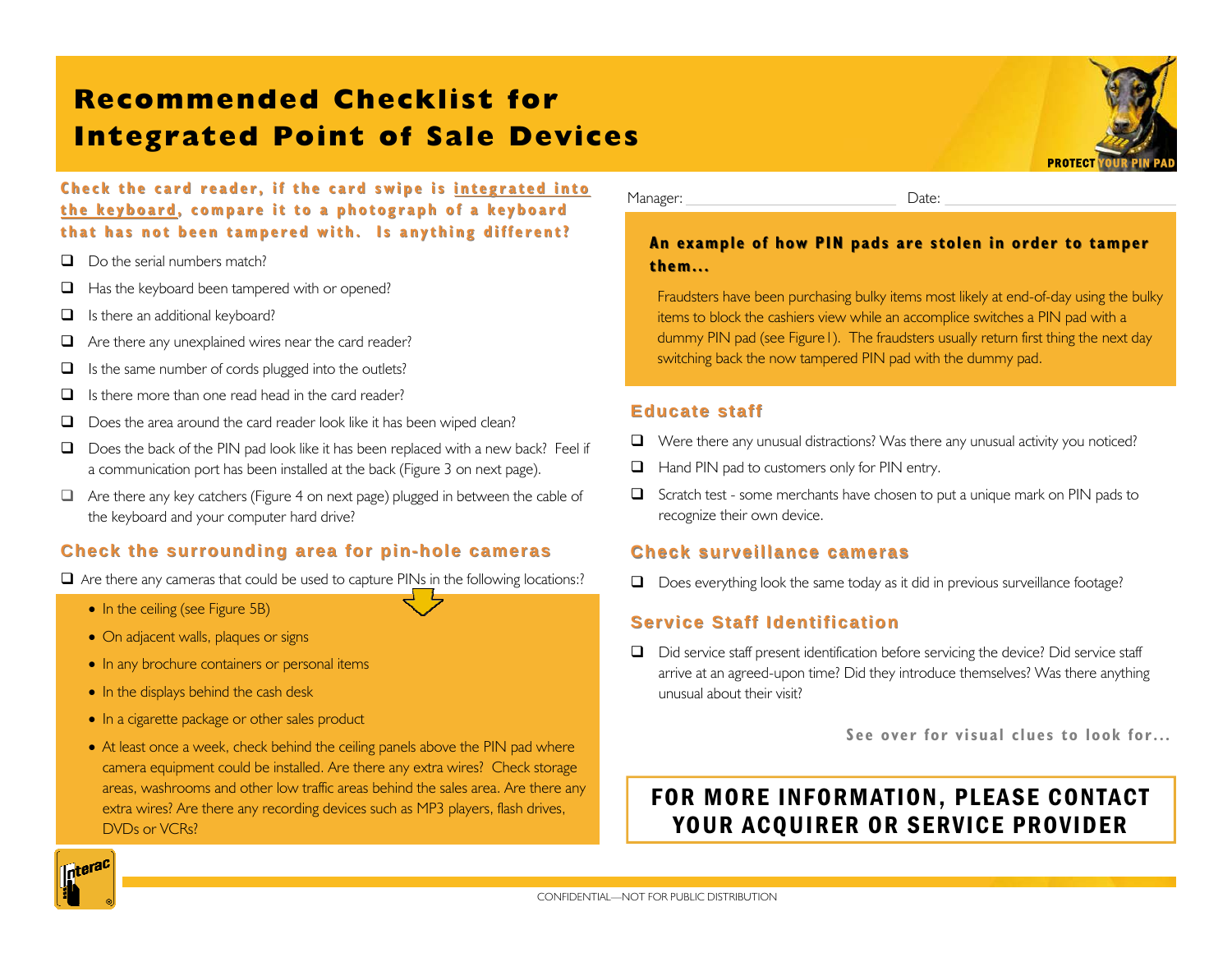# Recommended Checklist for Integrated Point of Sale Devices

PROTECT YOUR PIN PAD

**Check the card reader, if the card swipe is <u>integrated into the keyboard</u>, compare it to a photograph of a keyboard that has not been tampered with. Is anything different?**

- ❑ Do the serial numbers match?
- ❑ Has the keyboard been tampered with or opened?
- ❑ Is there an additional keyboard?
- ❑ Are there any unexplained wires near the card reader?
- ❑ Is the same number of cords plugged into the outlets?
- ❑ Is there more than one read head in the card reader?
- ❑ Does the area around the card reader look like it has been wiped clean?
- ❑ Does the back of the PIN pad look like it has been replaced with a new back? Feel if a communication port has been installed at the back (Figure 3 on next page).
- ❑ Are there any key catchers (Figure 4 on next page) plugged in between the cable of the keyboard and your computer hard drive?

## Check the surrounding area for pin-hole cameras

❑ Are there any cameras that could be used to capture PINs in the following locations:?

- In the ceiling (see Figure 5B)
- On adjacent walls, plaques or signs
- In any brochure containers or personal items
- In the displays behind the cash desk
- In a cigarette package or other sales product
- At least once a week, check behind the ceiling panels above the PIN pad where camera equipment could be installed. Are there any extra wires? Check storage areas, washrooms and other low traffic areas behind the sales area. Are there any extra wires? Are there any recording devices such as MP3 players, flash drives, DVDs or VCRs?

Manager: ____________________ Date: ____________________

### An example of how PIN pads are stolen in order to tamper them...

Fraudsters have been purchasing bulky items most likely at end-of-day using the bulky items to block the cashiers view while an accomplice switches a PIN pad with a dummy PIN pad (see Figure1). The fraudsters usually return first thing the next day switching back the now tampered PIN pad with the dummy pad.

## Educate staff

- ❑ Were there any unusual distractions? Was there any unusual activity you noticed?
- ❑ Hand PIN pad to customers only for PIN entry.
- ❑ Scratch test - some merchants have chosen to put a unique mark on PIN pads to recognize their own device.

## Check surveillance cameras

- ❑ Does everything look the same today as it did in previous surveillance footage?

## Service Staff Identification

- ❑ Did service staff present identification before servicing the device? Did service staff arrive at an agreed-upon time? Did they introduce themselves? Was there anything unusual about their visit?

**See over for visual clues to look for...**

**FOR MORE INFORMATION, PLEASE CONTACT YOUR ACQUIRER OR SERVICE PROVIDER**

CONFIDENTIAL—NOT FOR PUBLIC DISTRIBUTION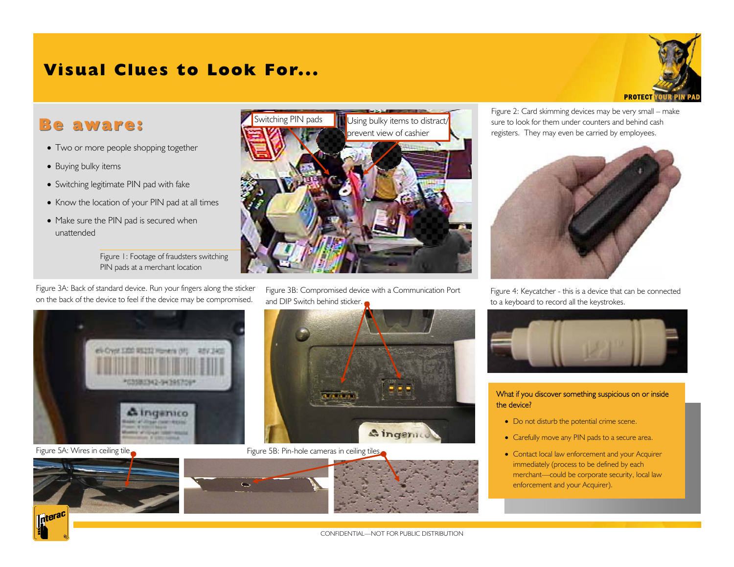# Visual Clues to Look For...

## Be aware:

- Two or more people shopping together
- Buying bulky items
- Switching legitimate PIN pad with fake
- Know the location of your PIN pad at all times
- Make sure the PIN pad is secured when unattended

Switching PIN pads

Using bulky items to distract/ prevent view of cashier

Figure 1: Footage of fraudsters switching PIN pads at a merchant location

Figure 2: Card skimming devices may be very small – make sure to look for them under counters and behind cash registers. They may even be carried by employees.

Figure 3A: Back of standard device. Run your fingers along the sticker on the back of the device to feel if the device may be compromised.

Figure 3B: Compromised device with a Communication Port and DIP Switch behind sticker.

Figure 4: Keycatcher - this is a device that can be connected to a keyboard to record all the keystrokes.

What if you discover something suspicious on or inside the device?

- Do not disturb the potential crime scene.
- Carefully move any PIN pads to a secure area.
- Contact local law enforcement and your Acquirer immediately (process to be defined by each merchant—could be corporate security, local law enforcement and your Acquirer).

Figure 5A: Wires in ceiling tile

Figure 5B: Pin-hole cameras in ceiling tiles

CONFIDENTIAL—NOT FOR PUBLIC DISTRIBUTION